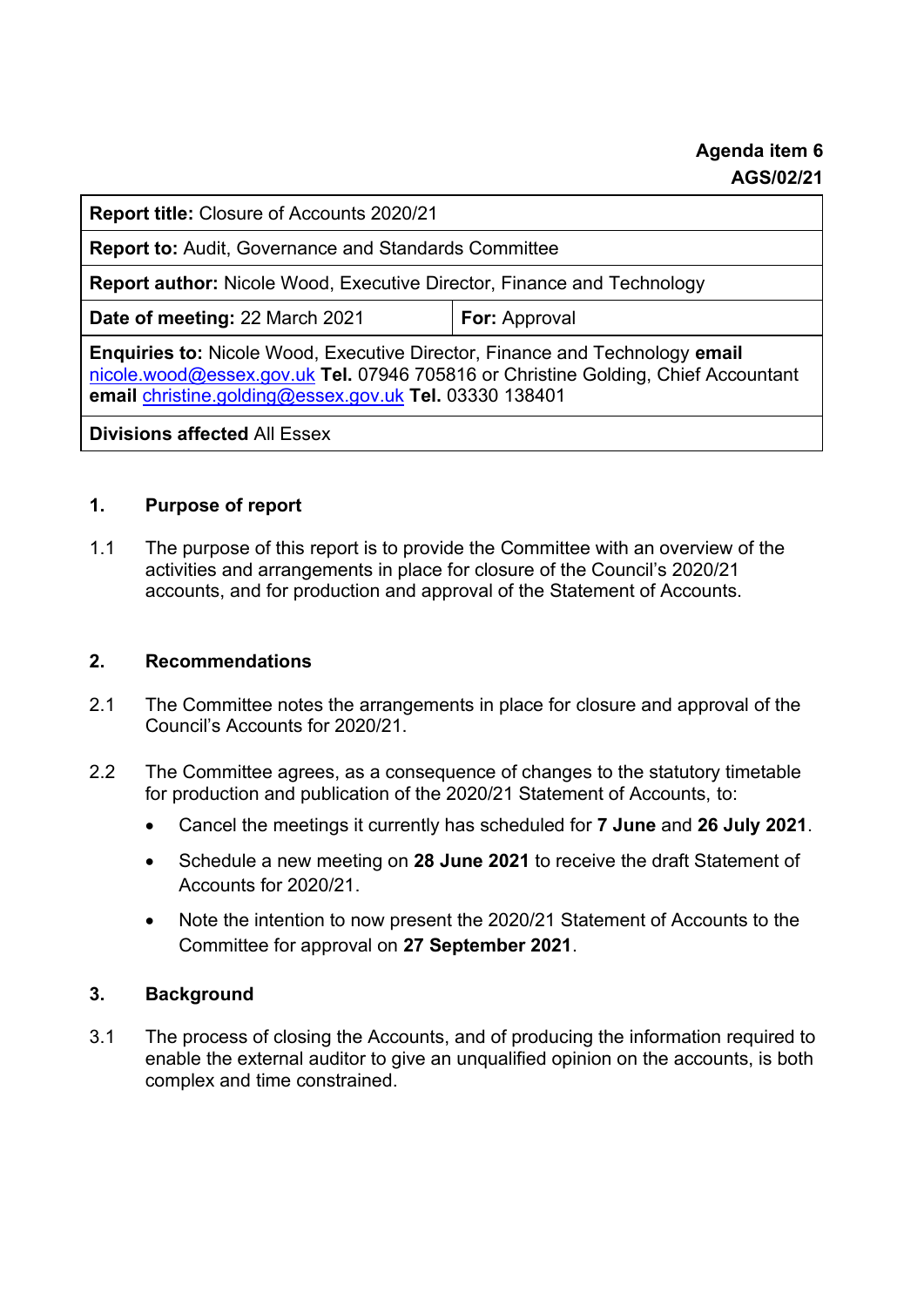**Agenda item 6**
**AGS/02/21**

| **Report title:** Closure of Accounts 2020/21 | |
|---|---|
| **Report to:** Audit, Governance and Standards Committee | |
| **Report author:** Nicole Wood, Executive Director, Finance and Technology | |
| **Date of meeting:** 22 March 2021 | **For:** Approval |
| **Enquiries to:** Nicole Wood, Executive Director, Finance and Technology **email** nicole.wood@essex.gov.uk **Tel.** 07946 705816 or Christine Golding, Chief Accountant **email** christine.golding@essex.gov.uk **Tel.** 03330 138401 | |
| **Divisions affected** All Essex | |

## 1. Purpose of report

1.1 The purpose of this report is to provide the Committee with an overview of the activities and arrangements in place for closure of the Council's 2020/21 accounts, and for production and approval of the Statement of Accounts.

## 2. Recommendations

2.1 The Committee notes the arrangements in place for closure and approval of the Council's Accounts for 2020/21.

2.2 The Committee agrees, as a consequence of changes to the statutory timetable for production and publication of the 2020/21 Statement of Accounts, to:

- Cancel the meetings it currently has scheduled for **7 June** and **26 July 2021**.
- Schedule a new meeting on **28 June 2021** to receive the draft Statement of Accounts for 2020/21.
- Note the intention to now present the 2020/21 Statement of Accounts to the Committee for approval on **27 September 2021**.

## 3. Background

3.1 The process of closing the Accounts, and of producing the information required to enable the external auditor to give an unqualified opinion on the accounts, is both complex and time constrained.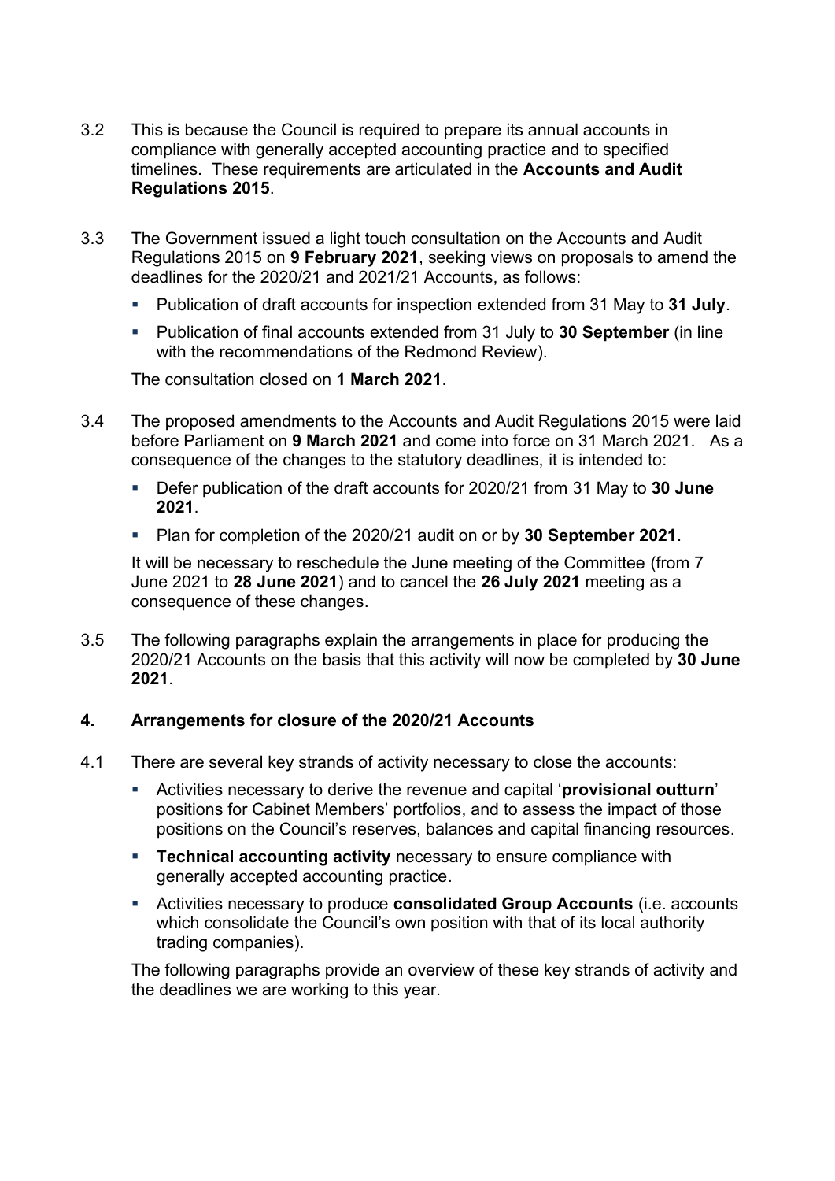3.2 This is because the Council is required to prepare its annual accounts in compliance with generally accepted accounting practice and to specified timelines. These requirements are articulated in the **Accounts and Audit Regulations 2015**.

3.3 The Government issued a light touch consultation on the Accounts and Audit Regulations 2015 on **9 February 2021**, seeking views on proposals to amend the deadlines for the 2020/21 and 2021/21 Accounts, as follows:

- Publication of draft accounts for inspection extended from 31 May to **31 July**.
- Publication of final accounts extended from 31 July to **30 September** (in line with the recommendations of the Redmond Review).

The consultation closed on **1 March 2021**.

3.4 The proposed amendments to the Accounts and Audit Regulations 2015 were laid before Parliament on **9 March 2021** and come into force on 31 March 2021. As a consequence of the changes to the statutory deadlines, it is intended to:

- Defer publication of the draft accounts for 2020/21 from 31 May to **30 June 2021**.
- Plan for completion of the 2020/21 audit on or by **30 September 2021**.

It will be necessary to reschedule the June meeting of the Committee (from 7 June 2021 to **28 June 2021**) and to cancel the **26 July 2021** meeting as a consequence of these changes.

3.5 The following paragraphs explain the arrangements in place for producing the 2020/21 Accounts on the basis that this activity will now be completed by **30 June 2021**.

## 4. Arrangements for closure of the 2020/21 Accounts

4.1 There are several key strands of activity necessary to close the accounts:

- Activities necessary to derive the revenue and capital '**provisional outturn**' positions for Cabinet Members' portfolios, and to assess the impact of those positions on the Council's reserves, balances and capital financing resources.
- **Technical accounting activity** necessary to ensure compliance with generally accepted accounting practice.
- Activities necessary to produce **consolidated Group Accounts** (i.e. accounts which consolidate the Council's own position with that of its local authority trading companies).

The following paragraphs provide an overview of these key strands of activity and the deadlines we are working to this year.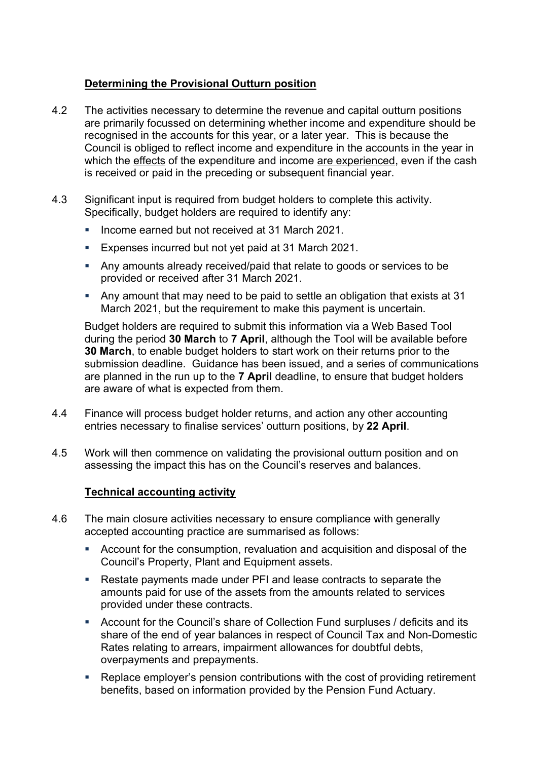### Determining the Provisional Outturn position

4.2 The activities necessary to determine the revenue and capital outturn positions are primarily focussed on determining whether income and expenditure should be recognised in the accounts for this year, or a later year. This is because the Council is obliged to reflect income and expenditure in the accounts in the year in which the effects of the expenditure and income are experienced, even if the cash is received or paid in the preceding or subsequent financial year.

4.3 Significant input is required from budget holders to complete this activity. Specifically, budget holders are required to identify any:

- Income earned but not received at 31 March 2021.
- Expenses incurred but not yet paid at 31 March 2021.
- Any amounts already received/paid that relate to goods or services to be provided or received after 31 March 2021.
- Any amount that may need to be paid to settle an obligation that exists at 31 March 2021, but the requirement to make this payment is uncertain.

Budget holders are required to submit this information via a Web Based Tool during the period **30 March** to **7 April**, although the Tool will be available before **30 March**, to enable budget holders to start work on their returns prior to the submission deadline. Guidance has been issued, and a series of communications are planned in the run up to the **7 April** deadline, to ensure that budget holders are aware of what is expected from them.

4.4 Finance will process budget holder returns, and action any other accounting entries necessary to finalise services' outturn positions, by **22 April**.

4.5 Work will then commence on validating the provisional outturn position and on assessing the impact this has on the Council's reserves and balances.

### Technical accounting activity

4.6 The main closure activities necessary to ensure compliance with generally accepted accounting practice are summarised as follows:

- Account for the consumption, revaluation and acquisition and disposal of the Council's Property, Plant and Equipment assets.
- Restate payments made under PFI and lease contracts to separate the amounts paid for use of the assets from the amounts related to services provided under these contracts.
- Account for the Council's share of Collection Fund surpluses / deficits and its share of the end of year balances in respect of Council Tax and Non-Domestic Rates relating to arrears, impairment allowances for doubtful debts, overpayments and prepayments.
- Replace employer's pension contributions with the cost of providing retirement benefits, based on information provided by the Pension Fund Actuary.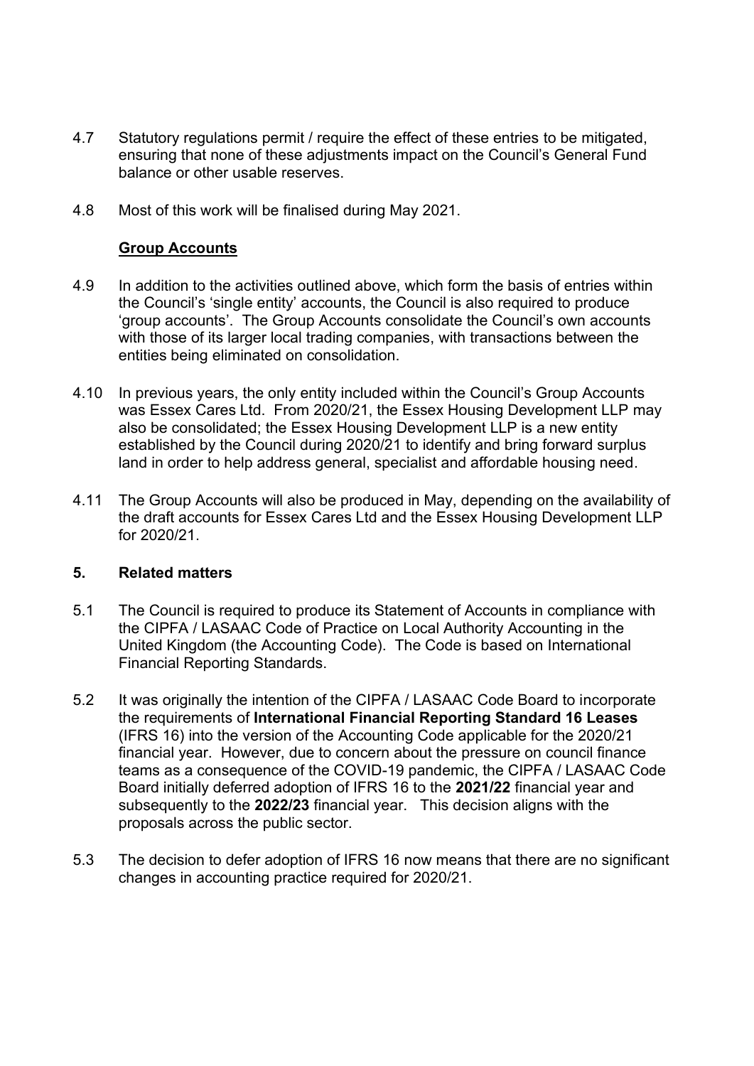4.7 Statutory regulations permit / require the effect of these entries to be mitigated, ensuring that none of these adjustments impact on the Council's General Fund balance or other usable reserves.

4.8 Most of this work will be finalised during May 2021.

**Group Accounts**

4.9 In addition to the activities outlined above, which form the basis of entries within the Council's 'single entity' accounts, the Council is also required to produce 'group accounts'. The Group Accounts consolidate the Council's own accounts with those of its larger local trading companies, with transactions between the entities being eliminated on consolidation.

4.10 In previous years, the only entity included within the Council's Group Accounts was Essex Cares Ltd. From 2020/21, the Essex Housing Development LLP may also be consolidated; the Essex Housing Development LLP is a new entity established by the Council during 2020/21 to identify and bring forward surplus land in order to help address general, specialist and affordable housing need.

4.11 The Group Accounts will also be produced in May, depending on the availability of the draft accounts for Essex Cares Ltd and the Essex Housing Development LLP for 2020/21.

## 5. Related matters

5.1 The Council is required to produce its Statement of Accounts in compliance with the CIPFA / LASAAC Code of Practice on Local Authority Accounting in the United Kingdom (the Accounting Code). The Code is based on International Financial Reporting Standards.

5.2 It was originally the intention of the CIPFA / LASAAC Code Board to incorporate the requirements of **International Financial Reporting Standard 16 Leases** (IFRS 16) into the version of the Accounting Code applicable for the 2020/21 financial year. However, due to concern about the pressure on council finance teams as a consequence of the COVID-19 pandemic, the CIPFA / LASAAC Code Board initially deferred adoption of IFRS 16 to the **2021/22** financial year and subsequently to the **2022/23** financial year. This decision aligns with the proposals across the public sector.

5.3 The decision to defer adoption of IFRS 16 now means that there are no significant changes in accounting practice required for 2020/21.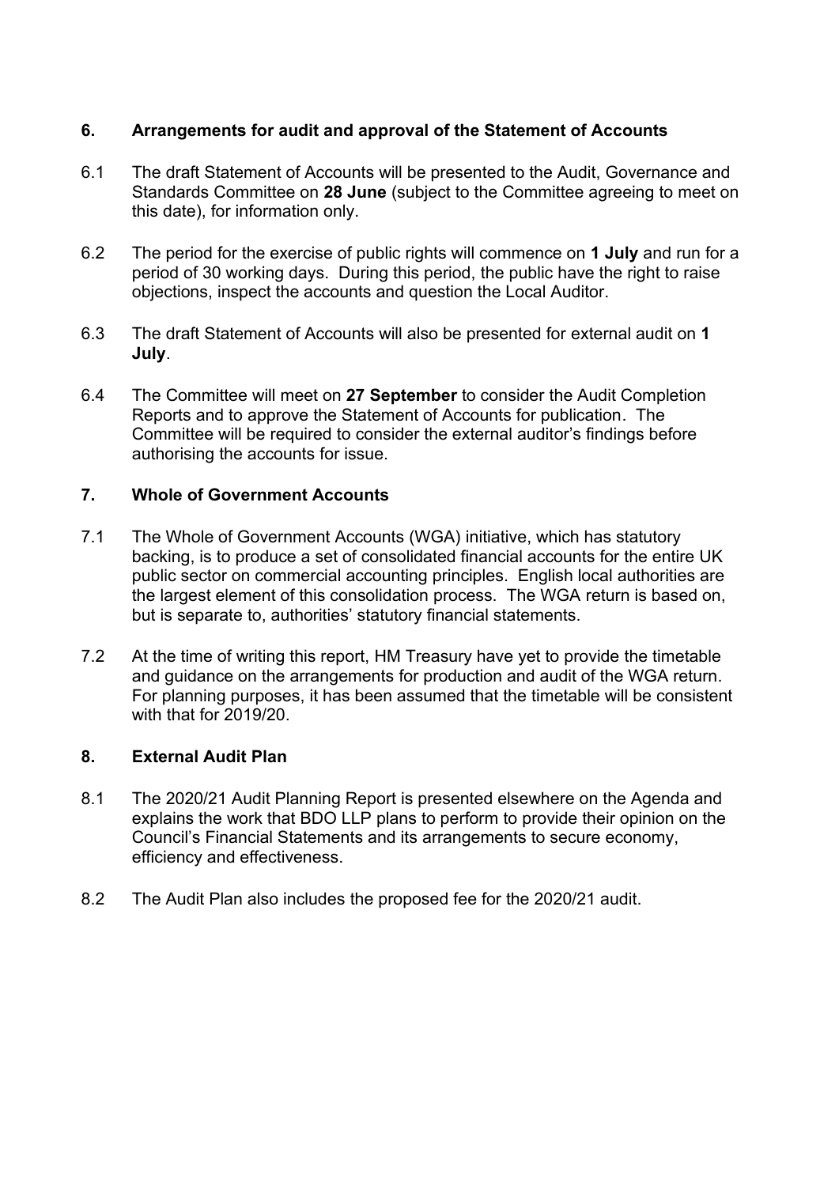## 6. Arrangements for audit and approval of the Statement of Accounts

6.1 The draft Statement of Accounts will be presented to the Audit, Governance and Standards Committee on **28 June** (subject to the Committee agreeing to meet on this date), for information only.

6.2 The period for the exercise of public rights will commence on **1 July** and run for a period of 30 working days. During this period, the public have the right to raise objections, inspect the accounts and question the Local Auditor.

6.3 The draft Statement of Accounts will also be presented for external audit on **1 July**.

6.4 The Committee will meet on **27 September** to consider the Audit Completion Reports and to approve the Statement of Accounts for publication. The Committee will be required to consider the external auditor's findings before authorising the accounts for issue.

## 7. Whole of Government Accounts

7.1 The Whole of Government Accounts (WGA) initiative, which has statutory backing, is to produce a set of consolidated financial accounts for the entire UK public sector on commercial accounting principles. English local authorities are the largest element of this consolidation process. The WGA return is based on, but is separate to, authorities' statutory financial statements.

7.2 At the time of writing this report, HM Treasury have yet to provide the timetable and guidance on the arrangements for production and audit of the WGA return. For planning purposes, it has been assumed that the timetable will be consistent with that for 2019/20.

## 8. External Audit Plan

8.1 The 2020/21 Audit Planning Report is presented elsewhere on the Agenda and explains the work that BDO LLP plans to perform to provide their opinion on the Council's Financial Statements and its arrangements to secure economy, efficiency and effectiveness.

8.2 The Audit Plan also includes the proposed fee for the 2020/21 audit.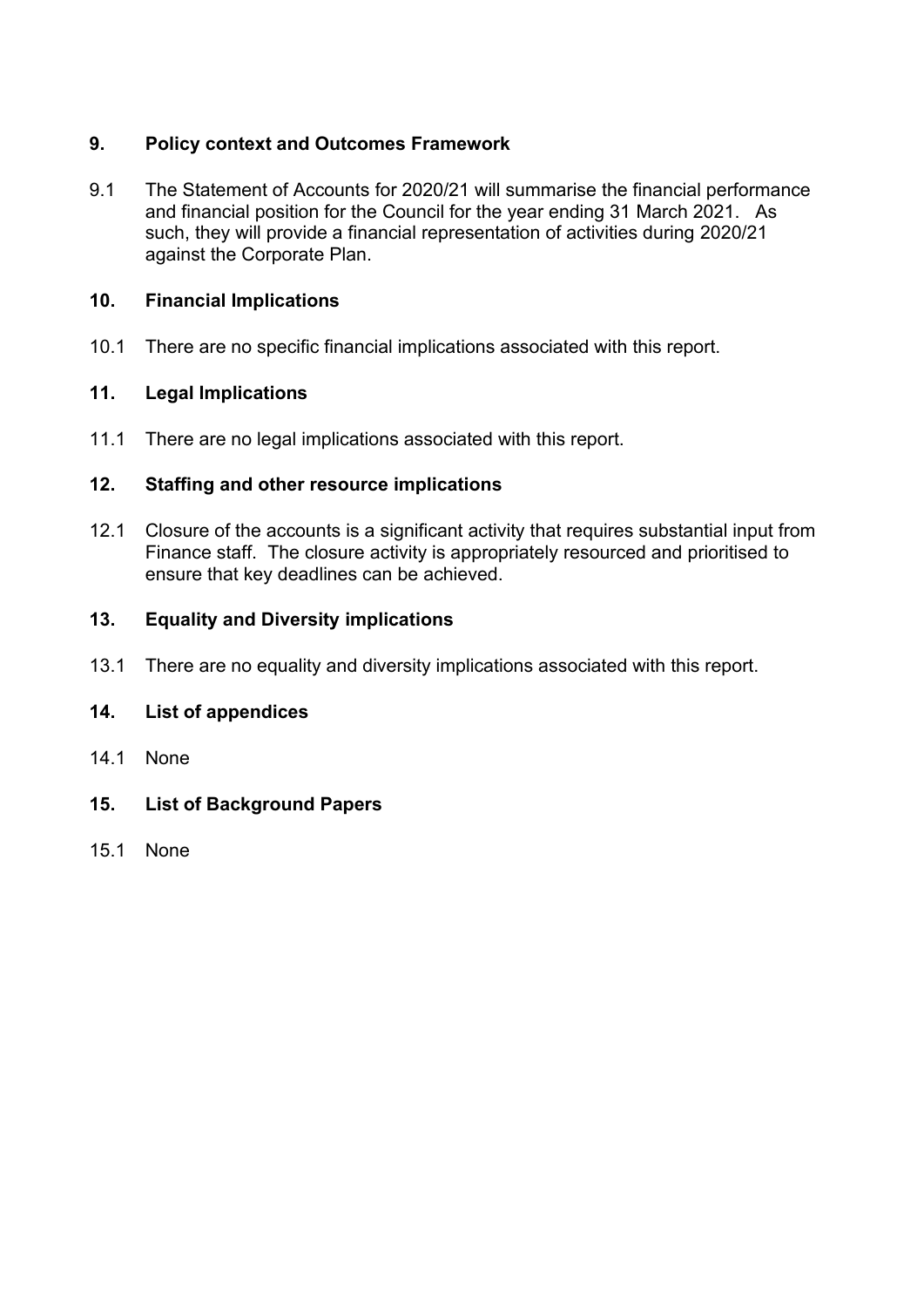## 9. Policy context and Outcomes Framework

9.1 The Statement of Accounts for 2020/21 will summarise the financial performance and financial position for the Council for the year ending 31 March 2021. As such, they will provide a financial representation of activities during 2020/21 against the Corporate Plan.

## 10. Financial Implications

10.1 There are no specific financial implications associated with this report.

## 11. Legal Implications

11.1 There are no legal implications associated with this report.

## 12. Staffing and other resource implications

12.1 Closure of the accounts is a significant activity that requires substantial input from Finance staff. The closure activity is appropriately resourced and prioritised to ensure that key deadlines can be achieved.

## 13. Equality and Diversity implications

13.1 There are no equality and diversity implications associated with this report.

## 14. List of appendices

14.1 None

## 15. List of Background Papers

15.1 None